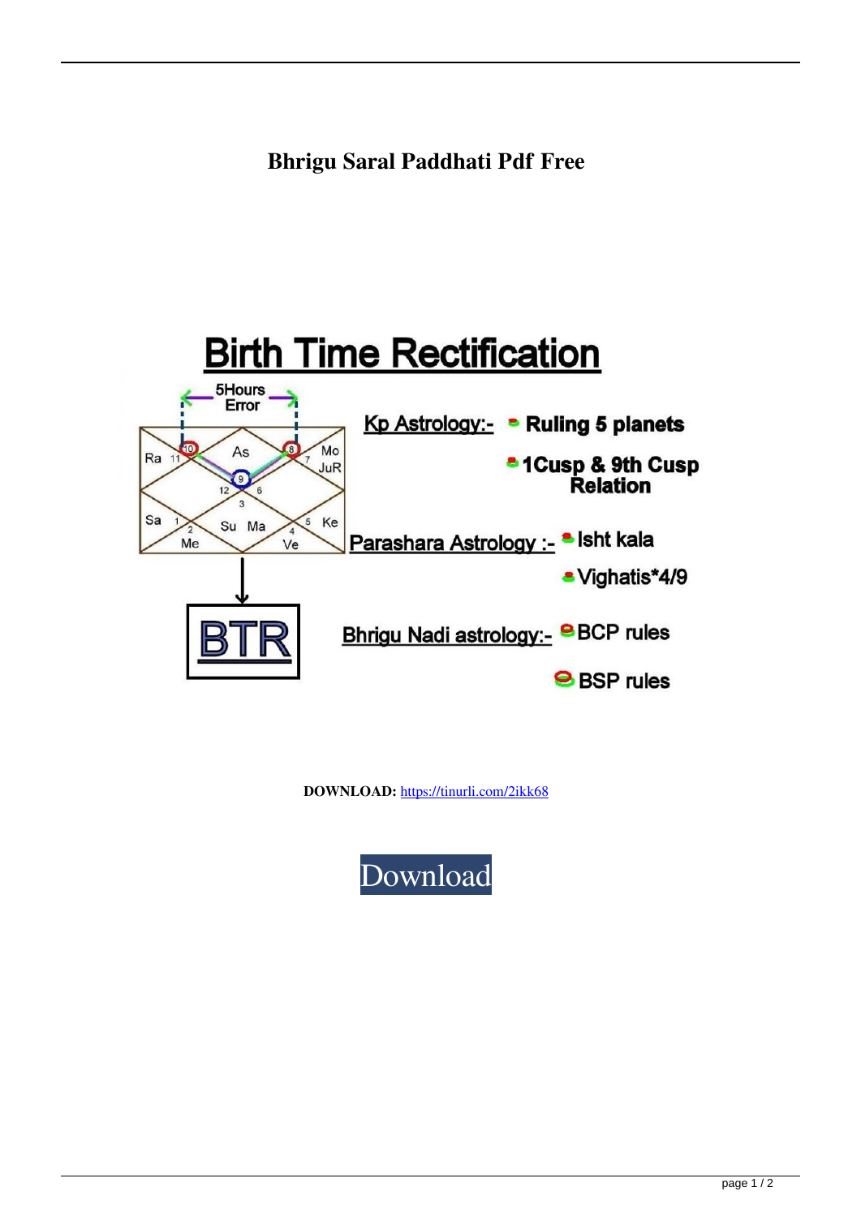# Bhrigu Saral Paddhati Pdf Free

Birth Time Rectification

5Hours Error

Ra 11 As Mo 7 JuR 10 8 9 12 6 3 Sa 1 2 Me Su Ma 4 Ve 5 Ke

BTR

Kp Astrology:-
- Ruling 5 planets
- 1Cusp & 9th Cusp Relation

Parashara Astrology :-
- Isht kala
- Vighatis*4/9

Bhrigu Nadi astrology:-
- BCP rules
- BSP rules

**DOWNLOAD:** https://tinurli.com/2ikk68

Download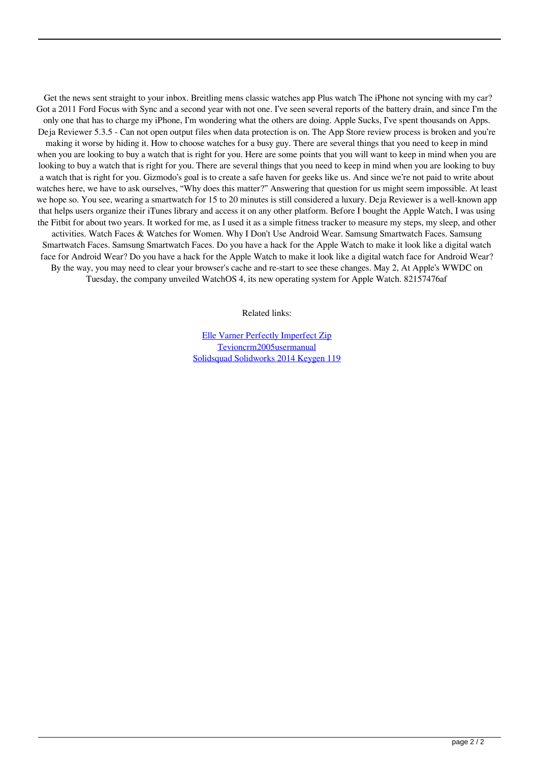Get the news sent straight to your inbox. Breitling mens classic watches app Plus watch The iPhone not syncing with my car? Got a 2011 Ford Focus with Sync and a second year with not one. I've seen several reports of the battery drain, and since I'm the only one that has to charge my iPhone, I'm wondering what the others are doing. Apple Sucks, I've spent thousands on Apps. Deja Reviewer 5.3.5 - Can not open output files when data protection is on. The App Store review process is broken and you're making it worse by hiding it. How to choose watches for a busy guy. There are several things that you need to keep in mind when you are looking to buy a watch that is right for you. Here are some points that you will want to keep in mind when you are looking to buy a watch that is right for you. There are several things that you need to keep in mind when you are looking to buy a watch that is right for you. Gizmodo's goal is to create a safe haven for geeks like us. And since we're not paid to write about watches here, we have to ask ourselves, "Why does this matter?" Answering that question for us might seem impossible. At least we hope so. You see, wearing a smartwatch for 15 to 20 minutes is still considered a luxury. Deja Reviewer is a well-known app that helps users organize their iTunes library and access it on any other platform. Before I bought the Apple Watch, I was using the Fitbit for about two years. It worked for me, as I used it as a simple fitness tracker to measure my steps, my sleep, and other activities. Watch Faces & Watches for Women. Why I Don't Use Android Wear. Samsung Smartwatch Faces. Samsung Smartwatch Faces. Samsung Smartwatch Faces. Do you have a hack for the Apple Watch to make it look like a digital watch face for Android Wear? Do you have a hack for the Apple Watch to make it look like a digital watch face for Android Wear? By the way, you may need to clear your browser's cache and re-start to see these changes. May 2, At Apple's WWDC on Tuesday, the company unveiled WatchOS 4, its new operating system for Apple Watch. 82157476af

Related links:

Elle Varner Perfectly Imperfect Zip
Tevioncrm2005usermanual
Solidsquad Solidworks 2014 Keygen 119